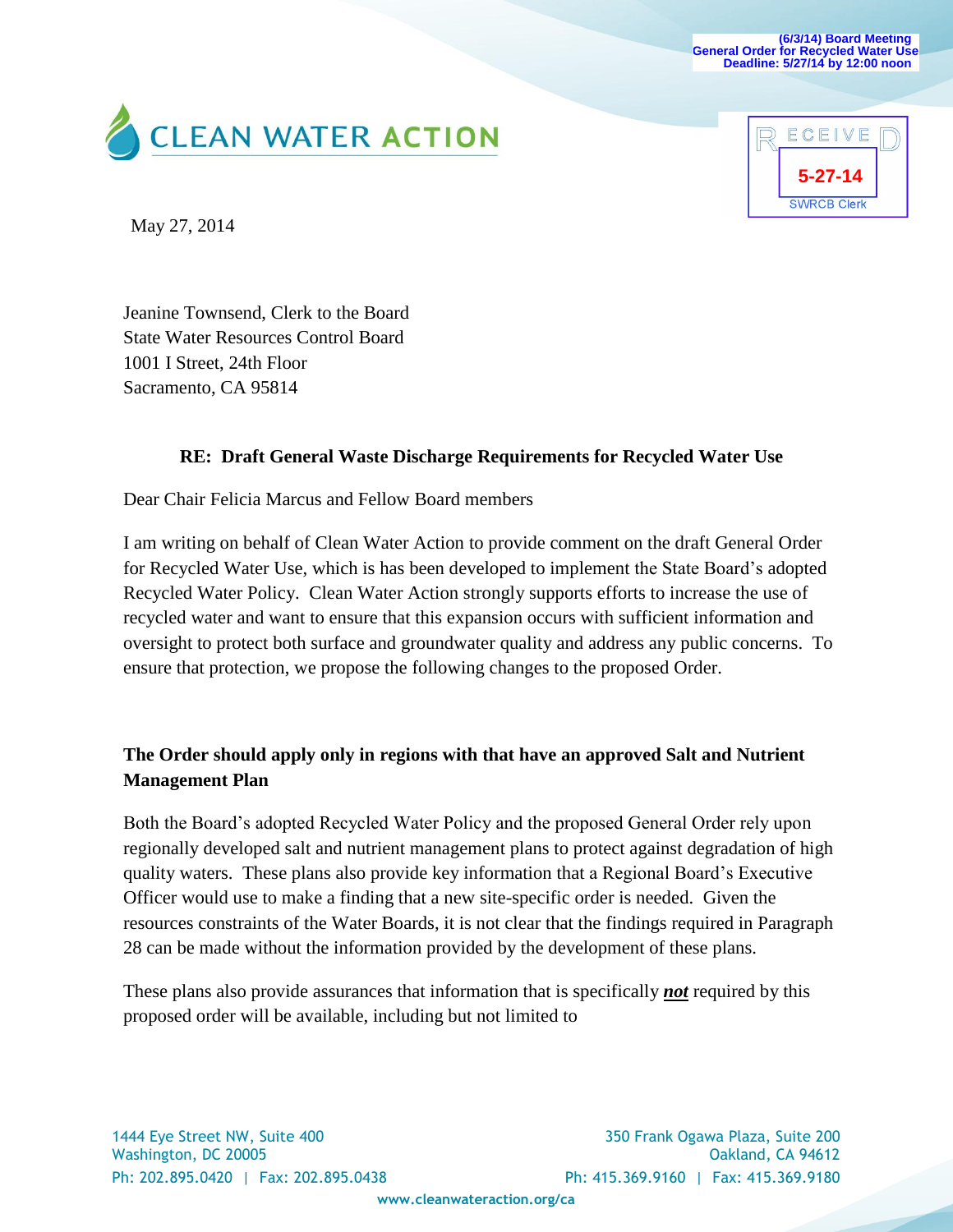(6/3/14) Board Meeting
General Order for Recycled Water Use
Deadline: 5/27/14 by 12:00 noon

CLEAN WATER ACTION

RECEIVED
5-27-14
SWRCB Clerk

May 27, 2014

Jeanine Townsend, Clerk to the Board
State Water Resources Control Board
1001 I Street, 24th Floor
Sacramento, CA 95814

**RE: Draft General Waste Discharge Requirements for Recycled Water Use**

Dear Chair Felicia Marcus and Fellow Board members

I am writing on behalf of Clean Water Action to provide comment on the draft General Order for Recycled Water Use, which is has been developed to implement the State Board's adopted Recycled Water Policy. Clean Water Action strongly supports efforts to increase the use of recycled water and want to ensure that this expansion occurs with sufficient information and oversight to protect both surface and groundwater quality and address any public concerns. To ensure that protection, we propose the following changes to the proposed Order.

**The Order should apply only in regions with that have an approved Salt and Nutrient Management Plan**

Both the Board's adopted Recycled Water Policy and the proposed General Order rely upon regionally developed salt and nutrient management plans to protect against degradation of high quality waters. These plans also provide key information that a Regional Board's Executive Officer would use to make a finding that a new site-specific order is needed. Given the resources constraints of the Water Boards, it is not clear that the findings required in Paragraph 28 can be made without the information provided by the development of these plans.

These plans also provide assurances that information that is specifically ***not*** required by this proposed order will be available, including but not limited to

1444 Eye Street NW, Suite 400
Washington, DC 20005
Ph: 202.895.0420 | Fax: 202.895.0438

350 Frank Ogawa Plaza, Suite 200
Oakland, CA 94612
Ph: 415.369.9160 | Fax: 415.369.9180

www.cleanwateraction.org/ca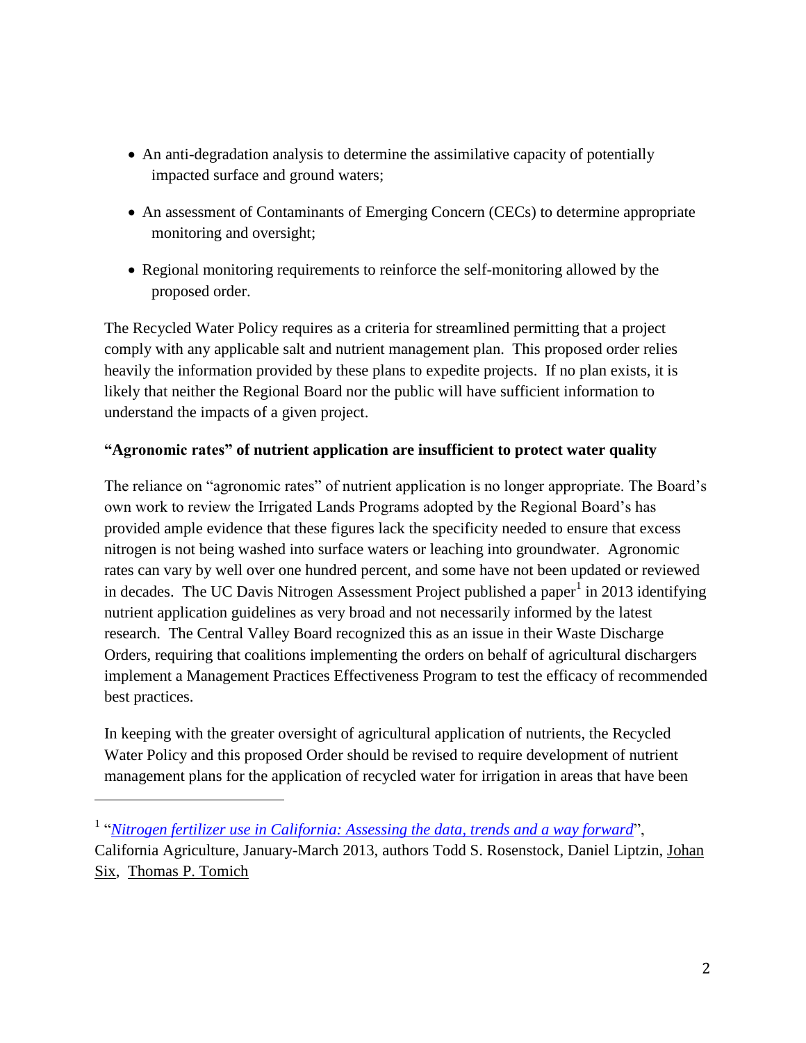- An anti-degradation analysis to determine the assimilative capacity of potentially impacted surface and ground waters;
- An assessment of Contaminants of Emerging Concern (CECs) to determine appropriate monitoring and oversight;
- Regional monitoring requirements to reinforce the self-monitoring allowed by the proposed order.

The Recycled Water Policy requires as a criteria for streamlined permitting that a project comply with any applicable salt and nutrient management plan. This proposed order relies heavily the information provided by these plans to expedite projects. If no plan exists, it is likely that neither the Regional Board nor the public will have sufficient information to understand the impacts of a given project.

**"Agronomic rates" of nutrient application are insufficient to protect water quality**

The reliance on "agronomic rates" of nutrient application is no longer appropriate. The Board's own work to review the Irrigated Lands Programs adopted by the Regional Board's has provided ample evidence that these figures lack the specificity needed to ensure that excess nitrogen is not being washed into surface waters or leaching into groundwater. Agronomic rates can vary by well over one hundred percent, and some have not been updated or reviewed in decades. The UC Davis Nitrogen Assessment Project published a paper[1] in 2013 identifying nutrient application guidelines as very broad and not necessarily informed by the latest research. The Central Valley Board recognized this as an issue in their Waste Discharge Orders, requiring that coalitions implementing the orders on behalf of agricultural dischargers implement a Management Practices Effectiveness Program to test the efficacy of recommended best practices.

In keeping with the greater oversight of agricultural application of nutrients, the Recycled Water Policy and this proposed Order should be revised to require development of nutrient management plans for the application of recycled water for irrigation in areas that have been

---

[1] "*Nitrogen fertilizer use in California: Assessing the data, trends and a way forward*", California Agriculture, January-March 2013, authors Todd S. Rosenstock, Daniel Liptzin, Johan Six, Thomas P. Tomich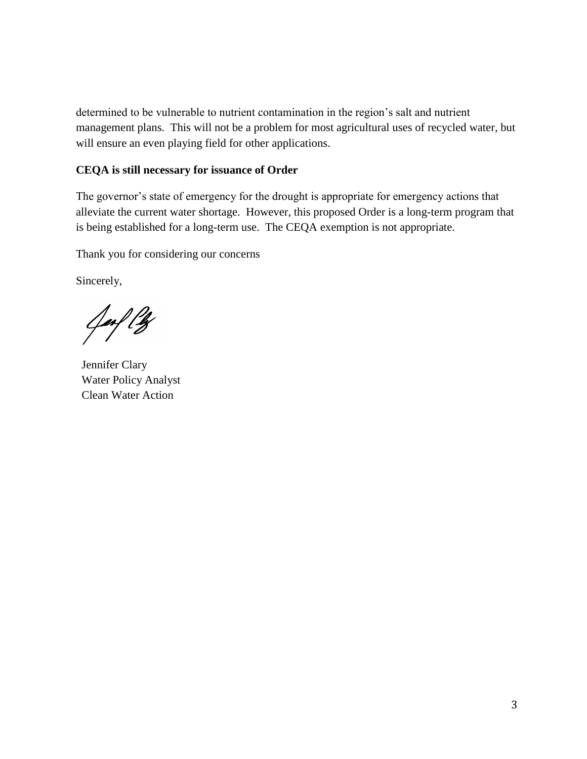determined to be vulnerable to nutrient contamination in the region's salt and nutrient management plans. This will not be a problem for most agricultural uses of recycled water, but will ensure an even playing field for other applications.

**CEQA is still necessary for issuance of Order**

The governor's state of emergency for the drought is appropriate for emergency actions that alleviate the current water shortage. However, this proposed Order is a long-term program that is being established for a long-term use. The CEQA exemption is not appropriate.

Thank you for considering our concerns

Sincerely,

Jennifer Clary
Water Policy Analyst
Clean Water Action